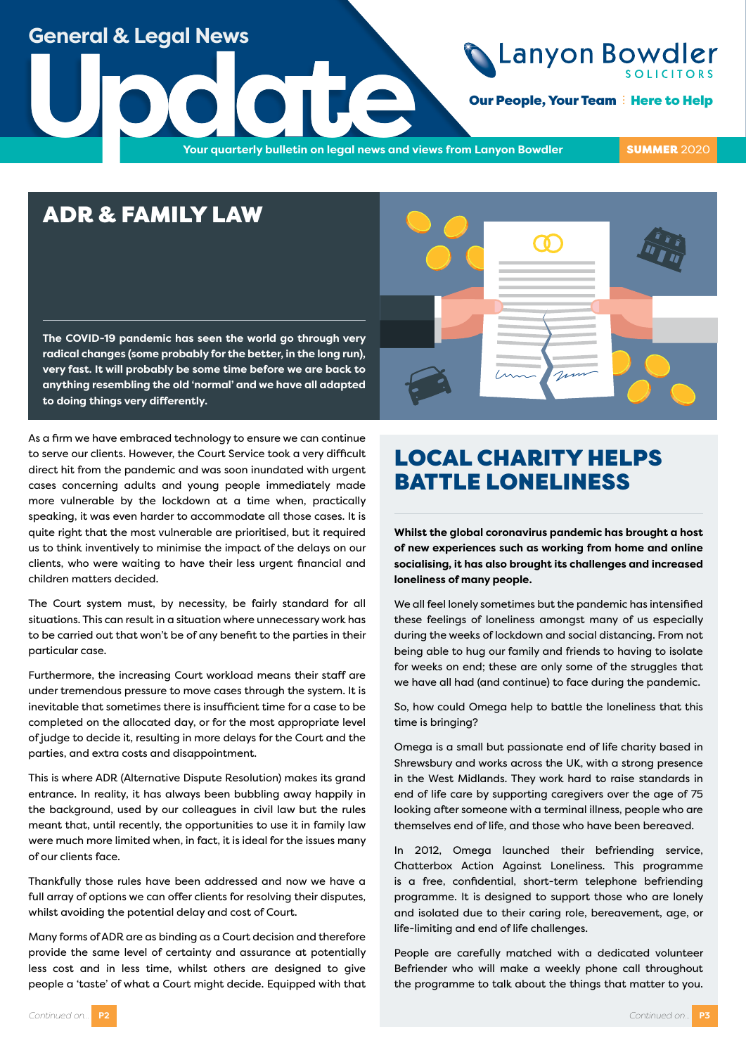# General & Legal News Update

Lanyon Bowdler SOLICITORS

Our People, Your Team | Here to Help

Your quarterly bulletin on legal news and views from Lanyon Bowdler

**SUMMER** 2020

## ADR & FAMILY LAW

**The COVID-19 pandemic has seen the world go through very radical changes (some probably for the better, in the long run), very fast. It will probably be some time before we are back to anything resembling the old 'normal' and we have all adapted to doing things very differently.**

As a firm we have embraced technology to ensure we can continue to serve our clients. However, the Court Service took a very difficult direct hit from the pandemic and was soon inundated with urgent cases concerning adults and young people immediately made more vulnerable by the lockdown at a time when, practically speaking, it was even harder to accommodate all those cases. It is quite right that the most vulnerable are prioritised, but it required us to think inventively to minimise the impact of the delays on our clients, who were waiting to have their less urgent financial and children matters decided.

The Court system must, by necessity, be fairly standard for all situations. This can result in a situation where unnecessary work has to be carried out that won't be of any benefit to the parties in their particular case.

Furthermore, the increasing Court workload means their staff are under tremendous pressure to move cases through the system. It is inevitable that sometimes there is insufficient time for a case to be completed on the allocated day, or for the most appropriate level of judge to decide it, resulting in more delays for the Court and the parties, and extra costs and disappointment.

This is where ADR (Alternative Dispute Resolution) makes its grand entrance. In reality, it has always been bubbling away happily in the background, used by our colleagues in civil law but the rules meant that, until recently, the opportunities to use it in family law were much more limited when, in fact, it is ideal for the issues many of our clients face.

Thankfully those rules have been addressed and now we have a full array of options we can offer clients for resolving their disputes, whilst avoiding the potential delay and cost of Court.

Many forms of ADR are as binding as a Court decision and therefore provide the same level of certainty and assurance at potentially less cost and in less time, whilst others are designed to give people a 'taste' of what a Court might decide. Equipped with that

*Continued on...* **P2**

## LOCAL CHARITY HELPS BATTLE LONELINESS

**Whilst the global coronavirus pandemic has brought a host of new experiences such as working from home and online socialising, it has also brought its challenges and increased loneliness of many people.**

We all feel lonely sometimes but the pandemic has intensified these feelings of loneliness amongst many of us especially during the weeks of lockdown and social distancing. From not being able to hug our family and friends to having to isolate for weeks on end; these are only some of the struggles that we have all had (and continue) to face during the pandemic.

So, how could Omega help to battle the loneliness that this time is bringing?

Omega is a small but passionate end of life charity based in Shrewsbury and works across the UK, with a strong presence in the West Midlands. They work hard to raise standards in end of life care by supporting caregivers over the age of 75 looking after someone with a terminal illness, people who are themselves end of life, and those who have been bereaved.

In 2012, Omega launched their befriending service, Chatterbox Action Against Loneliness. This programme is a free, confidential, short-term telephone befriending programme. It is designed to support those who are lonely and isolated due to their caring role, bereavement, age, or life-limiting and end of life challenges.

People are carefully matched with a dedicated volunteer Befriender who will make a weekly phone call throughout the programme to talk about the things that matter to you.

*Continued on...* **P3**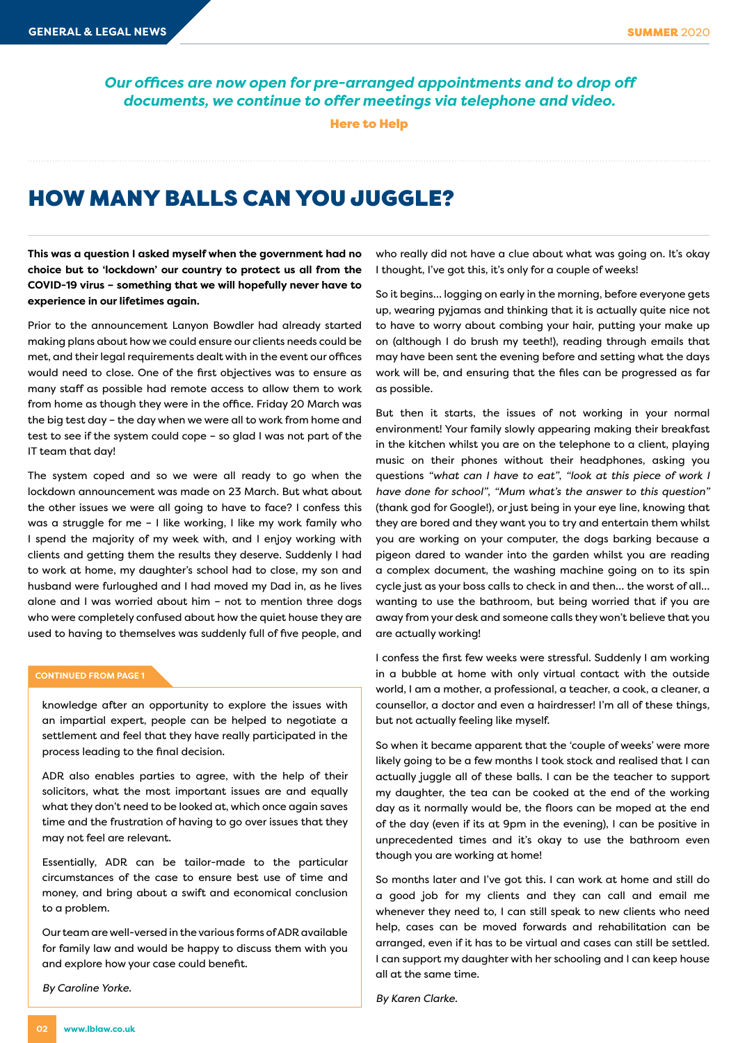*Our offices are now open for pre-arranged appointments and to drop off documents, we continue to offer meetings via telephone and video.*

**Here to Help**

# HOW MANY BALLS CAN YOU JUGGLE?

**This was a question I asked myself when the government had no choice but to 'lockdown' our country to protect us all from the COVID-19 virus – something that we will hopefully never have to experience in our lifetimes again.**

Prior to the announcement Lanyon Bowdler had already started making plans about how we could ensure our clients needs could be met, and their legal requirements dealt with in the event our offices would need to close. One of the first objectives was to ensure as many staff as possible had remote access to allow them to work from home as though they were in the office. Friday 20 March was the big test day – the day when we were all to work from home and test to see if the system could cope – so glad I was not part of the IT team that day!

The system coped and so we were all ready to go when the lockdown announcement was made on 23 March. But what about the other issues we were all going to have to face? I confess this was a struggle for me – I like working, I like my work family who I spend the majority of my week with, and I enjoy working with clients and getting them the results they deserve. Suddenly I had to work at home, my daughter's school had to close, my son and husband were furloughed and I had moved my Dad in, as he lives alone and I was worried about him – not to mention three dogs who were completely confused about how the quiet house they are used to having to themselves was suddenly full of five people, and who really did not have a clue about what was going on. It's okay I thought, I've got this, it's only for a couple of weeks!

So it begins... logging on early in the morning, before everyone gets up, wearing pyjamas and thinking that it is actually quite nice not to have to worry about combing your hair, putting your make up on (although I do brush my teeth!), reading through emails that may have been sent the evening before and setting what the days work will be, and ensuring that the files can be progressed as far as possible.

But then it starts, the issues of not working in your normal environment! Your family slowly appearing making their breakfast in the kitchen whilst you are on the telephone to a client, playing music on their phones without their headphones, asking you questions *"what can I have to eat"*, *"look at this piece of work I have done for school"*, *"Mum what's the answer to this question"* (thank god for Google!), or just being in your eye line, knowing that they are bored and they want you to try and entertain them whilst you are working on your computer, the dogs barking because a pigeon dared to wander into the garden whilst you are reading a complex document, the washing machine going on to its spin cycle just as your boss calls to check in and then... the worst of all... wanting to use the bathroom, but being worried that if you are away from your desk and someone calls they won't believe that you are actually working!

I confess the first few weeks were stressful. Suddenly I am working in a bubble at home with only virtual contact with the outside world, I am a mother, a professional, a teacher, a cook, a cleaner, a counsellor, a doctor and even a hairdresser! I'm all of these things, but not actually feeling like myself.

So when it became apparent that the 'couple of weeks' were more likely going to be a few months I took stock and realised that I can actually juggle all of these balls. I can be the teacher to support my daughter, the tea can be cooked at the end of the working day as it normally would be, the floors can be moped at the end of the day (even if its at 9pm in the evening), I can be positive in unprecedented times and it's okay to use the bathroom even though you are working at home!

So months later and I've got this. I can work at home and still do a good job for my clients and they can call and email me whenever they need to, I can still speak to new clients who need help, cases can be moved forwards and rehabilitation can be arranged, even if it has to be virtual and cases can still be settled. I can support my daughter with her schooling and I can keep house all at the same time.

*By Karen Clarke.*

---

**CONTINUED FROM PAGE 1**

knowledge after an opportunity to explore the issues with an impartial expert, people can be helped to negotiate a settlement and feel that they have really participated in the process leading to the final decision.

ADR also enables parties to agree, with the help of their solicitors, what the most important issues are and equally what they don't need to be looked at, which once again saves time and the frustration of having to go over issues that they may not feel are relevant.

Essentially, ADR can be tailor-made to the particular circumstances of the case to ensure best use of time and money, and bring about a swift and economical conclusion to a problem.

Our team are well-versed in the various forms of ADR available for family law and would be happy to discuss them with you and explore how your case could benefit.

*By Caroline Yorke.*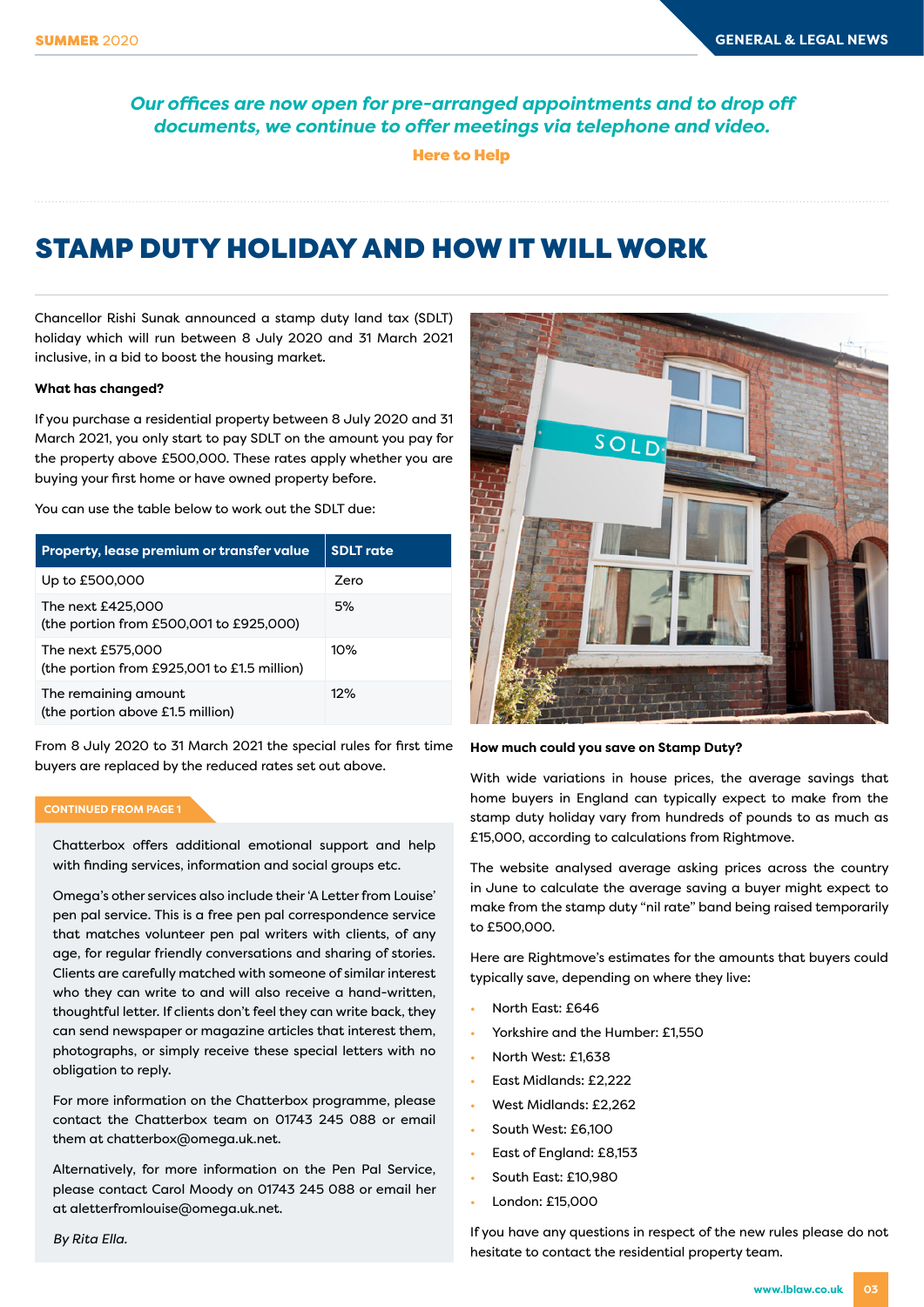*Our offices are now open for pre-arranged appointments and to drop off documents, we continue to offer meetings via telephone and video.*

**Here to Help**

# STAMP DUTY HOLIDAY AND HOW IT WILL WORK

Chancellor Rishi Sunak announced a stamp duty land tax (SDLT) holiday which will run between 8 July 2020 and 31 March 2021 inclusive, in a bid to boost the housing market.

**What has changed?**

If you purchase a residential property between 8 July 2020 and 31 March 2021, you only start to pay SDLT on the amount you pay for the property above £500,000. These rates apply whether you are buying your first home or have owned property before.

You can use the table below to work out the SDLT due:

| Property, lease premium or transfer value | SDLT rate |
|---|---|
| Up to £500,000 | Zero |
| The next £425,000 (the portion from £500,001 to £925,000) | 5% |
| The next £575,000 (the portion from £925,001 to £1.5 million) | 10% |
| The remaining amount (the portion above £1.5 million) | 12% |

From 8 July 2020 to 31 March 2021 the special rules for first time buyers are replaced by the reduced rates set out above.

**How much could you save on Stamp Duty?**

With wide variations in house prices, the average savings that home buyers in England can typically expect to make from the stamp duty holiday vary from hundreds of pounds to as much as £15,000, according to calculations from Rightmove.

The website analysed average asking prices across the country in June to calculate the average saving a buyer might expect to make from the stamp duty "nil rate" band being raised temporarily to £500,000.

Here are Rightmove's estimates for the amounts that buyers could typically save, depending on where they live:

- North East: £646
- Yorkshire and the Humber: £1,550
- North West: £1,638
- East Midlands: £2,222
- West Midlands: £2,262
- South West: £6,100
- East of England: £8,153
- South East: £10,980
- London: £15,000

If you have any questions in respect of the new rules please do not hesitate to contact the residential property team.

**CONTINUED FROM PAGE 1**

Chatterbox offers additional emotional support and help with finding services, information and social groups etc.

Omega's other services also include their 'A Letter from Louise' pen pal service. This is a free pen pal correspondence service that matches volunteer pen pal writers with clients, of any age, for regular friendly conversations and sharing of stories. Clients are carefully matched with someone of similar interest who they can write to and will also receive a hand-written, thoughtful letter. If clients don't feel they can write back, they can send newspaper or magazine articles that interest them, photographs, or simply receive these special letters with no obligation to reply.

For more information on the Chatterbox programme, please contact the Chatterbox team on 01743 245 088 or email them at chatterbox@omega.uk.net.

Alternatively, for more information on the Pen Pal Service, please contact Carol Moody on 01743 245 088 or email her at aletterfromlouise@omega.uk.net.

*By Rita Ella.*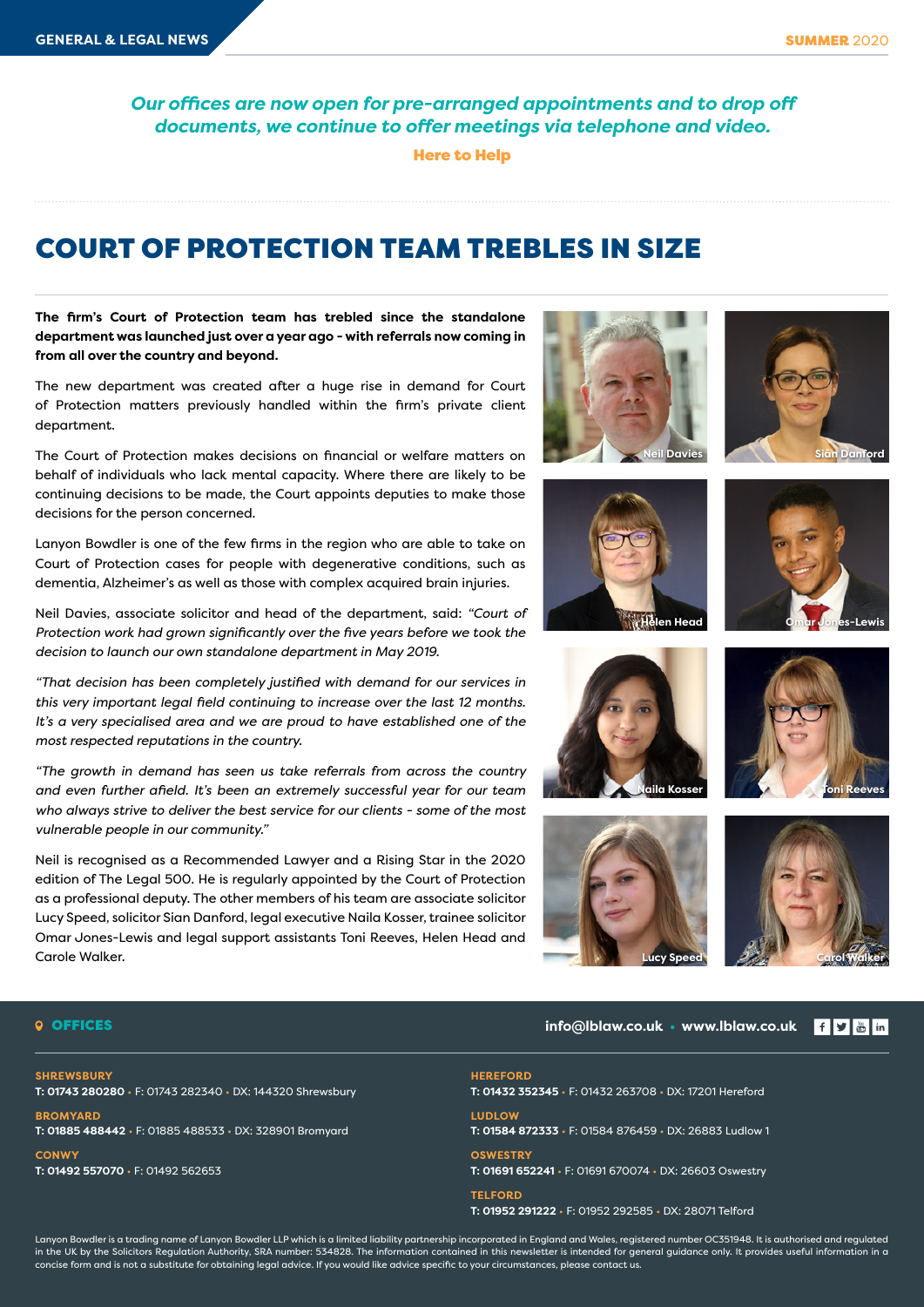*Our offices are now open for pre-arranged appointments and to drop off documents, we continue to offer meetings via telephone and video.*

**Here to Help**

# COURT OF PROTECTION TEAM TREBLES IN SIZE

**The firm's Court of Protection team has trebled since the standalone department was launched just over a year ago - with referrals now coming in from all over the country and beyond.**

The new department was created after a huge rise in demand for Court of Protection matters previously handled within the firm's private client department.

The Court of Protection makes decisions on financial or welfare matters on behalf of individuals who lack mental capacity. Where there are likely to be continuing decisions to be made, the Court appoints deputies to make those decisions for the person concerned.

Lanyon Bowdler is one of the few firms in the region who are able to take on Court of Protection cases for people with degenerative conditions, such as dementia, Alzheimer's as well as those with complex acquired brain injuries.

Neil Davies, associate solicitor and head of the department, said: *"Court of Protection work had grown significantly over the five years before we took the decision to launch our own standalone department in May 2019.*

*"That decision has been completely justified with demand for our services in this very important legal field continuing to increase over the last 12 months. It's a very specialised area and we are proud to have established one of the most respected reputations in the country.*

*"The growth in demand has seen us take referrals from across the country and even further afield. It's been an extremely successful year for our team who always strive to deliver the best service for our clients - some of the most vulnerable people in our community."*

Neil is recognised as a Recommended Lawyer and a Rising Star in the 2020 edition of The Legal 500. He is regularly appointed by the Court of Protection as a professional deputy. The other members of his team are associate solicitor Lucy Speed, solicitor Sian Danford, legal executive Naila Kosser, trainee solicitor Omar Jones-Lewis and legal support assistants Toni Reeves, Helen Head and Carole Walker.

Neil Davies

Sian Danford

Helen Head

Omar Jones-Lewis

Naila Kosser

Toni Reeves

Lucy Speed

Carol Walker

**OFFICES**

**info@lblaw.co.uk** • **www.lblaw.co.uk**

**SHREWSBURY**
**T: 01743 280280** • F: 01743 282340 • DX: 144320 Shrewsbury

**BROMYARD**
**T: 01885 488442** • F: 01885 488533 • DX: 328901 Bromyard

**CONWY**
**T: 01492 557070** • F: 01492 562653

**HEREFORD**
**T: 01432 352345** • F: 01432 263708 • DX: 17201 Hereford

**LUDLOW**
**T: 01584 872333** • F: 01584 876459 • DX: 26883 Ludlow 1

**OSWESTRY**
**T: 01691 652241** • F: 01691 670074 • DX: 26603 Oswestry

**TELFORD**
**T: 01952 291222** • F: 01952 292585 • DX: 28071 Telford

Lanyon Bowdler is a trading name of Lanyon Bowdler LLP which is a limited liability partnership incorporated in England and Wales, registered number OC351948. It is authorised and regulated in the UK by the Solicitors Regulation Authority, SRA number: 534828. The information contained in this newsletter is intended for general guidance only. It provides useful information in a concise form and is not a substitute for obtaining legal advice. If you would like advice specific to your circumstances, please contact us.